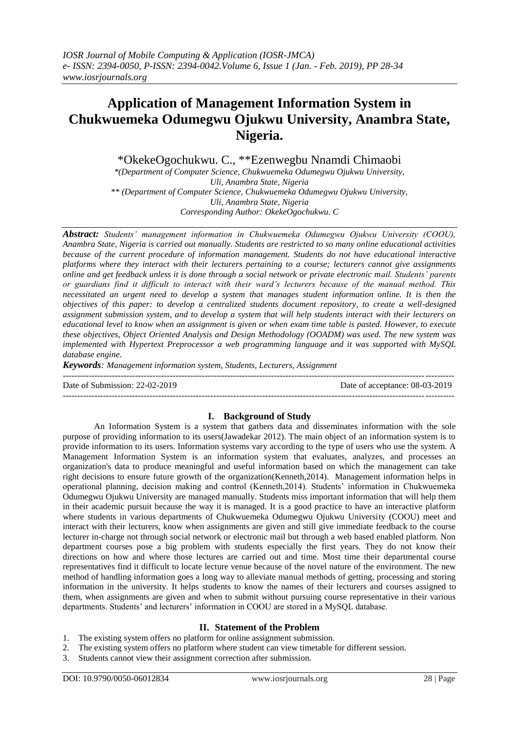# Application of Management Information System in Chukwuemeka Odumegwu Ojukwu University, Anambra State, Nigeria.

\*OkekeOgochukwu. C., \*\*Ezenwegbu Nnamdi Chimaobi

\*(Department of Computer Science, Chukwuemeka Odumegwu Ojukwu University, Uli, Anambra State, Nigeria

\*\* (Department of Computer Science, Chukwuemeka Odumegwu Ojukwu University, Uli, Anambra State, Nigeria

Corresponding Author: OkekeOgochukwu. C

***Abstract:*** *Students' management information in Chukwuemeka Odumegwu Ojukwu University (COOU), Anambra State, Nigeria is carried out manually. Students are restricted to so many online educational activities because of the current procedure of information management. Students do not have educational interactive platforms where they interact with their lecturers pertaining to a course; lecturers cannot give assignments online and get feedback unless it is done through a social network or private electronic mail. Students' parents or guardians find it difficult to interact with their ward's lecturers because of the manual method. This necessitated an urgent need to develop a system that manages student information online. It is then the objectives of this paper: to develop a centralized students document repository, to create a well-designed assignment submission system, and to develop a system that will help students interact with their lecturers on educational level to know when an assignment is given or when exam time table is pasted. However, to execute these objectives, Object Oriented Analysis and Design Methodology (OOADM) was used. The new system was implemented with Hypertext Preprocessor a web programming language and it was supported with MySQL database engine.*

***Keywords****: Management information system, Students, Lecturers, Assignment*

---

Date of Submission: 22-02-2019 Date of acceptance: 08-03-2019

---

## I. Background of Study

An Information System is a system that gathers data and disseminates information with the sole purpose of providing information to its users(Jawadekar 2012). The main object of an information system is to provide information to its users. Information systems vary according to the type of users who use the system. A Management Information System is an information system that evaluates, analyzes, and processes an organization's data to produce meaningful and useful information based on which the management can take right decisions to ensure future growth of the organization(Kenneth,2014). Management information helps in operational planning, decision making and control (Kenneth,2014). Students' information in Chukwuemeka Odumegwu Ojukwu University are managed manually. Students miss important information that will help them in their academic pursuit because the way it is managed. It is a good practice to have an interactive platform where students in various departments of Chukwuemeka Odumegwu Ojukwu University (COOU) meet and interact with their lecturers, know when assignments are given and still give immediate feedback to the course lecturer in-charge not through social network or electronic mail but through a web based enabled platform. Non department courses pose a big problem with students especially the first years. They do not know their directions on how and where those lectures are carried out and time. Most time their departmental course representatives find it difficult to locate lecture venue because of the novel nature of the environment. The new method of handling information goes a long way to alleviate manual methods of getting, processing and storing information in the university. It helps students to know the names of their lecturers and courses assigned to them, when assignments are given and when to submit without pursuing course representative in their various departments. Students' and lecturers' information in COOU are stored in a MySQL database.

## II. Statement of the Problem

1. The existing system offers no platform for online assignment submission.
2. The existing system offers no platform where student can view timetable for different session.
3. Students cannot view their assignment correction after submission.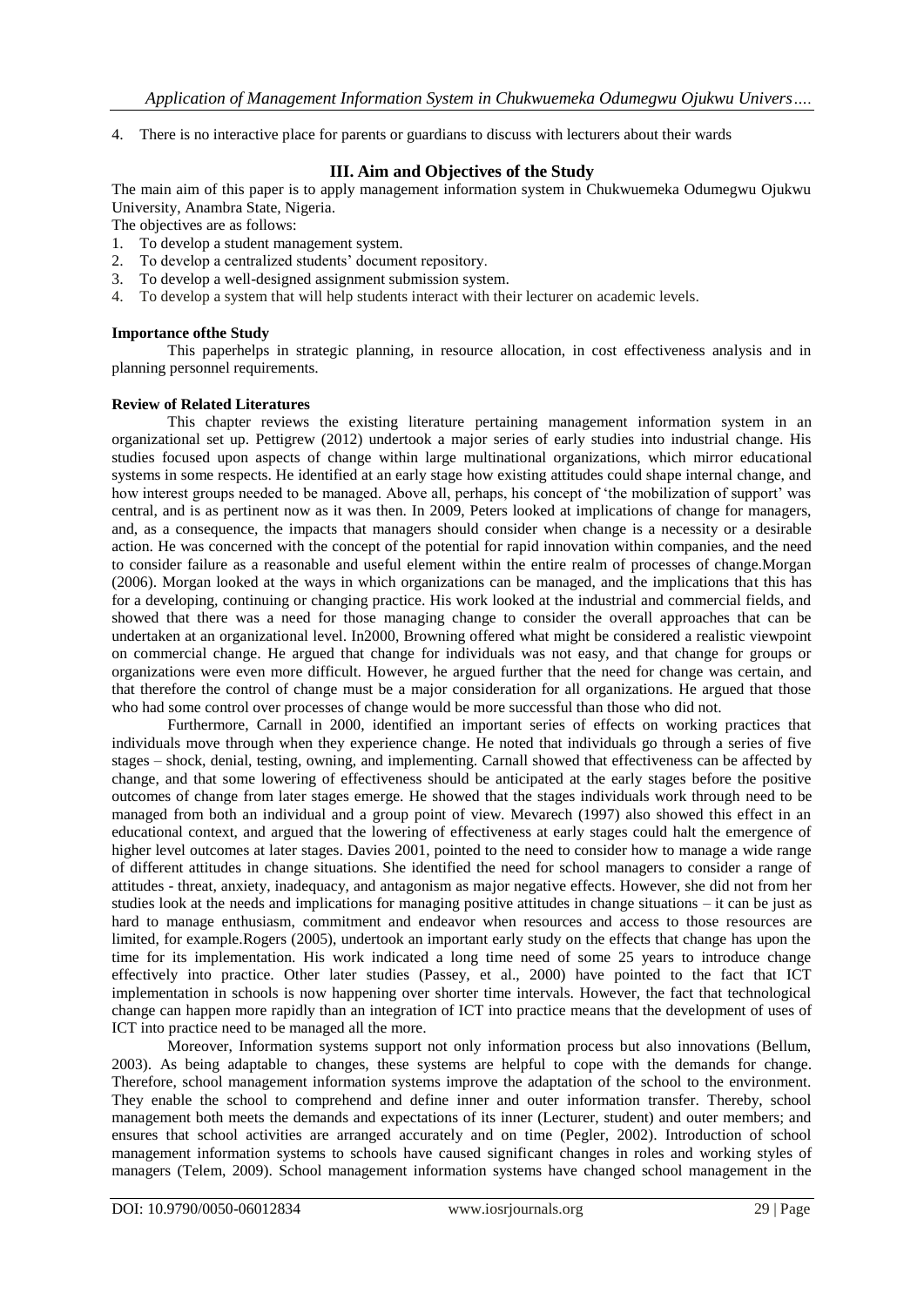4. There is no interactive place for parents or guardians to discuss with lecturers about their wards

## III. Aim and Objectives of the Study

The main aim of this paper is to apply management information system in Chukwuemeka Odumegwu Ojukwu University, Anambra State, Nigeria.

The objectives are as follows:

1. To develop a student management system.
2. To develop a centralized students' document repository.
3. To develop a well-designed assignment submission system.
4. To develop a system that will help students interact with their lecturer on academic levels.

**Importance ofthe Study**

This paperhelps in strategic planning, in resource allocation, in cost effectiveness analysis and in planning personnel requirements.

**Review of Related Literatures**

This chapter reviews the existing literature pertaining management information system in an organizational set up. Pettigrew (2012) undertook a major series of early studies into industrial change. His studies focused upon aspects of change within large multinational organizations, which mirror educational systems in some respects. He identified at an early stage how existing attitudes could shape internal change, and how interest groups needed to be managed. Above all, perhaps, his concept of 'the mobilization of support' was central, and is as pertinent now as it was then. In 2009, Peters looked at implications of change for managers, and, as a consequence, the impacts that managers should consider when change is a necessity or a desirable action. He was concerned with the concept of the potential for rapid innovation within companies, and the need to consider failure as a reasonable and useful element within the entire realm of processes of change.Morgan (2006). Morgan looked at the ways in which organizations can be managed, and the implications that this has for a developing, continuing or changing practice. His work looked at the industrial and commercial fields, and showed that there was a need for those managing change to consider the overall approaches that can be undertaken at an organizational level. In2000, Browning offered what might be considered a realistic viewpoint on commercial change. He argued that change for individuals was not easy, and that change for groups or organizations were even more difficult. However, he argued further that the need for change was certain, and that therefore the control of change must be a major consideration for all organizations. He argued that those who had some control over processes of change would be more successful than those who did not.

Furthermore, Carnall in 2000, identified an important series of effects on working practices that individuals move through when they experience change. He noted that individuals go through a series of five stages – shock, denial, testing, owning, and implementing. Carnall showed that effectiveness can be affected by change, and that some lowering of effectiveness should be anticipated at the early stages before the positive outcomes of change from later stages emerge. He showed that the stages individuals work through need to be managed from both an individual and a group point of view. Mevarech (1997) also showed this effect in an educational context, and argued that the lowering of effectiveness at early stages could halt the emergence of higher level outcomes at later stages. Davies 2001, pointed to the need to consider how to manage a wide range of different attitudes in change situations. She identified the need for school managers to consider a range of attitudes - threat, anxiety, inadequacy, and antagonism as major negative effects. However, she did not from her studies look at the needs and implications for managing positive attitudes in change situations – it can be just as hard to manage enthusiasm, commitment and endeavor when resources and access to those resources are limited, for example.Rogers (2005), undertook an important early study on the effects that change has upon the time for its implementation. His work indicated a long time need of some 25 years to introduce change effectively into practice. Other later studies (Passey, et al., 2000) have pointed to the fact that ICT implementation in schools is now happening over shorter time intervals. However, the fact that technological change can happen more rapidly than an integration of ICT into practice means that the development of uses of ICT into practice need to be managed all the more.

Moreover, Information systems support not only information process but also innovations (Bellum, 2003). As being adaptable to changes, these systems are helpful to cope with the demands for change. Therefore, school management information systems improve the adaptation of the school to the environment. They enable the school to comprehend and define inner and outer information transfer. Thereby, school management both meets the demands and expectations of its inner (Lecturer, student) and outer members; and ensures that school activities are arranged accurately and on time (Pegler, 2002). Introduction of school management information systems to schools have caused significant changes in roles and working styles of managers (Telem, 2009). School management information systems have changed school management in the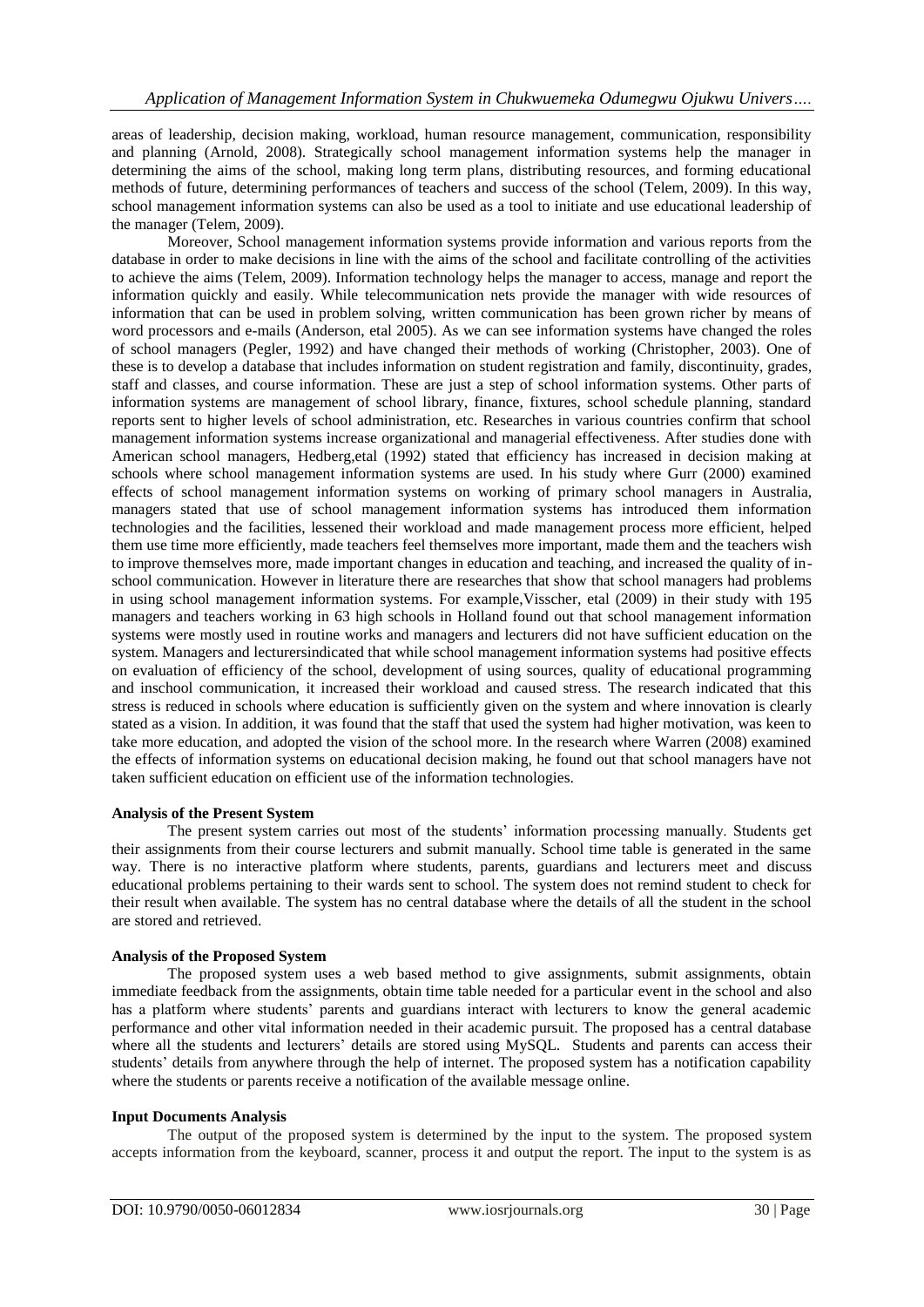areas of leadership, decision making, workload, human resource management, communication, responsibility and planning (Arnold, 2008). Strategically school management information systems help the manager in determining the aims of the school, making long term plans, distributing resources, and forming educational methods of future, determining performances of teachers and success of the school (Telem, 2009). In this way, school management information systems can also be used as a tool to initiate and use educational leadership of the manager (Telem, 2009).

Moreover, School management information systems provide information and various reports from the database in order to make decisions in line with the aims of the school and facilitate controlling of the activities to achieve the aims (Telem, 2009). Information technology helps the manager to access, manage and report the information quickly and easily. While telecommunication nets provide the manager with wide resources of information that can be used in problem solving, written communication has been grown richer by means of word processors and e-mails (Anderson, etal 2005). As we can see information systems have changed the roles of school managers (Pegler, 1992) and have changed their methods of working (Christopher, 2003). One of these is to develop a database that includes information on student registration and family, discontinuity, grades, staff and classes, and course information. These are just a step of school information systems. Other parts of information systems are management of school library, finance, fixtures, school schedule planning, standard reports sent to higher levels of school administration, etc. Researches in various countries confirm that school management information systems increase organizational and managerial effectiveness. After studies done with American school managers, Hedberg,etal (1992) stated that efficiency has increased in decision making at schools where school management information systems are used. In his study where Gurr (2000) examined effects of school management information systems on working of primary school managers in Australia, managers stated that use of school management information systems has introduced them information technologies and the facilities, lessened their workload and made management process more efficient, helped them use time more efficiently, made teachers feel themselves more important, made them and the teachers wish to improve themselves more, made important changes in education and teaching, and increased the quality of in-school communication. However in literature there are researches that show that school managers had problems in using school management information systems. For example,Visscher, etal (2009) in their study with 195 managers and teachers working in 63 high schools in Holland found out that school management information systems were mostly used in routine works and managers and lecturers did not have sufficient education on the system. Managers and lecturersindicated that while school management information systems had positive effects on evaluation of efficiency of the school, development of using sources, quality of educational programming and inschool communication, it increased their workload and caused stress. The research indicated that this stress is reduced in schools where education is sufficiently given on the system and where innovation is clearly stated as a vision. In addition, it was found that the staff that used the system had higher motivation, was keen to take more education, and adopted the vision of the school more. In the research where Warren (2008) examined the effects of information systems on educational decision making, he found out that school managers have not taken sufficient education on efficient use of the information technologies.

**Analysis of the Present System**

The present system carries out most of the students' information processing manually. Students get their assignments from their course lecturers and submit manually. School time table is generated in the same way. There is no interactive platform where students, parents, guardians and lecturers meet and discuss educational problems pertaining to their wards sent to school. The system does not remind student to check for their result when available. The system has no central database where the details of all the student in the school are stored and retrieved.

**Analysis of the Proposed System**

The proposed system uses a web based method to give assignments, submit assignments, obtain immediate feedback from the assignments, obtain time table needed for a particular event in the school and also has a platform where students' parents and guardians interact with lecturers to know the general academic performance and other vital information needed in their academic pursuit. The proposed has a central database where all the students and lecturers' details are stored using MySQL. Students and parents can access their students' details from anywhere through the help of internet. The proposed system has a notification capability where the students or parents receive a notification of the available message online.

**Input Documents Analysis**

The output of the proposed system is determined by the input to the system. The proposed system accepts information from the keyboard, scanner, process it and output the report. The input to the system is as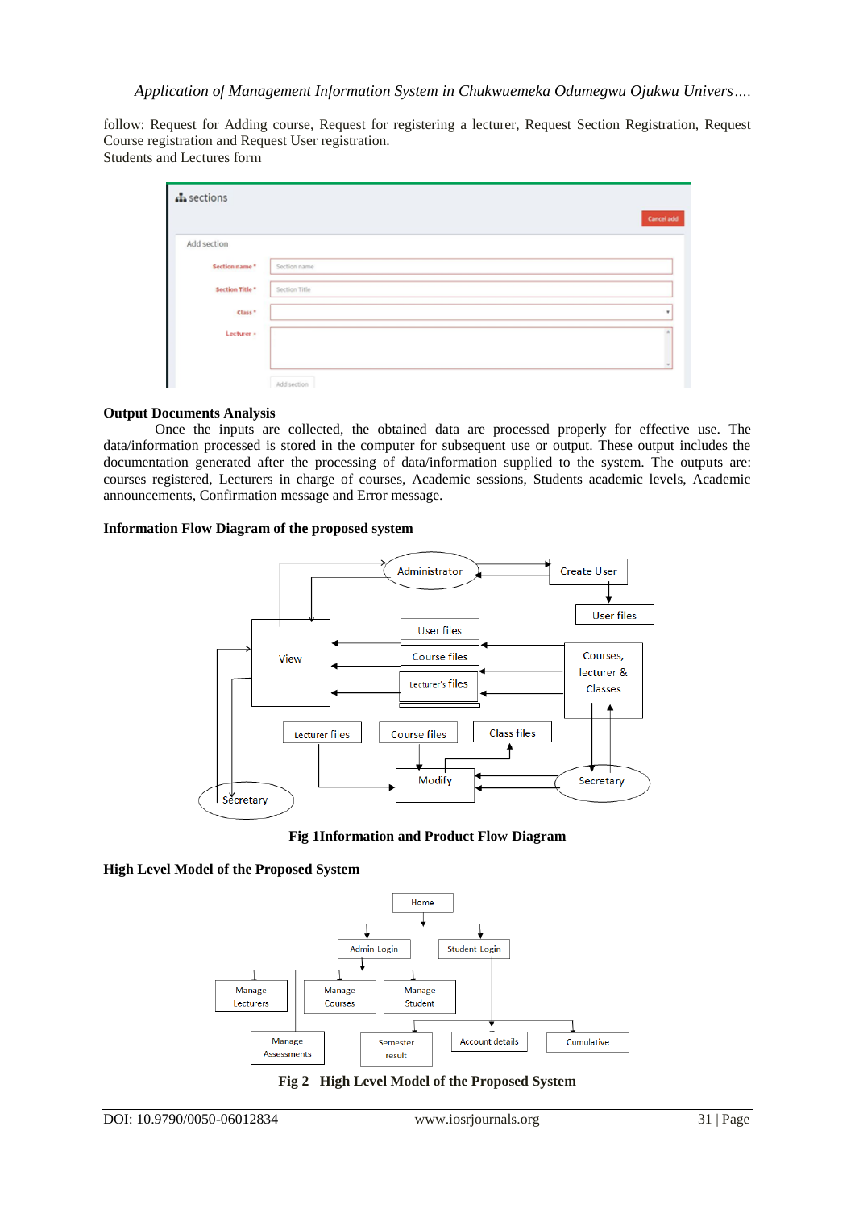follow: Request for Adding course, Request for registering a lecturer, Request Section Registration, Request Course registration and Request User registration.
Students and Lectures form

**Output Documents Analysis**

Once the inputs are collected, the obtained data are processed properly for effective use. The data/information processed is stored in the computer for subsequent use or output. These output includes the documentation generated after the processing of data/information supplied to the system. The outputs are: courses registered, Lecturers in charge of courses, Academic sessions, Students academic levels, Academic announcements, Confirmation message and Error message.

**Information Flow Diagram of the proposed system**

**Fig 1Information and Product Flow Diagram**

**High Level Model of the Proposed System**

**Fig 2 High Level Model of the Proposed System**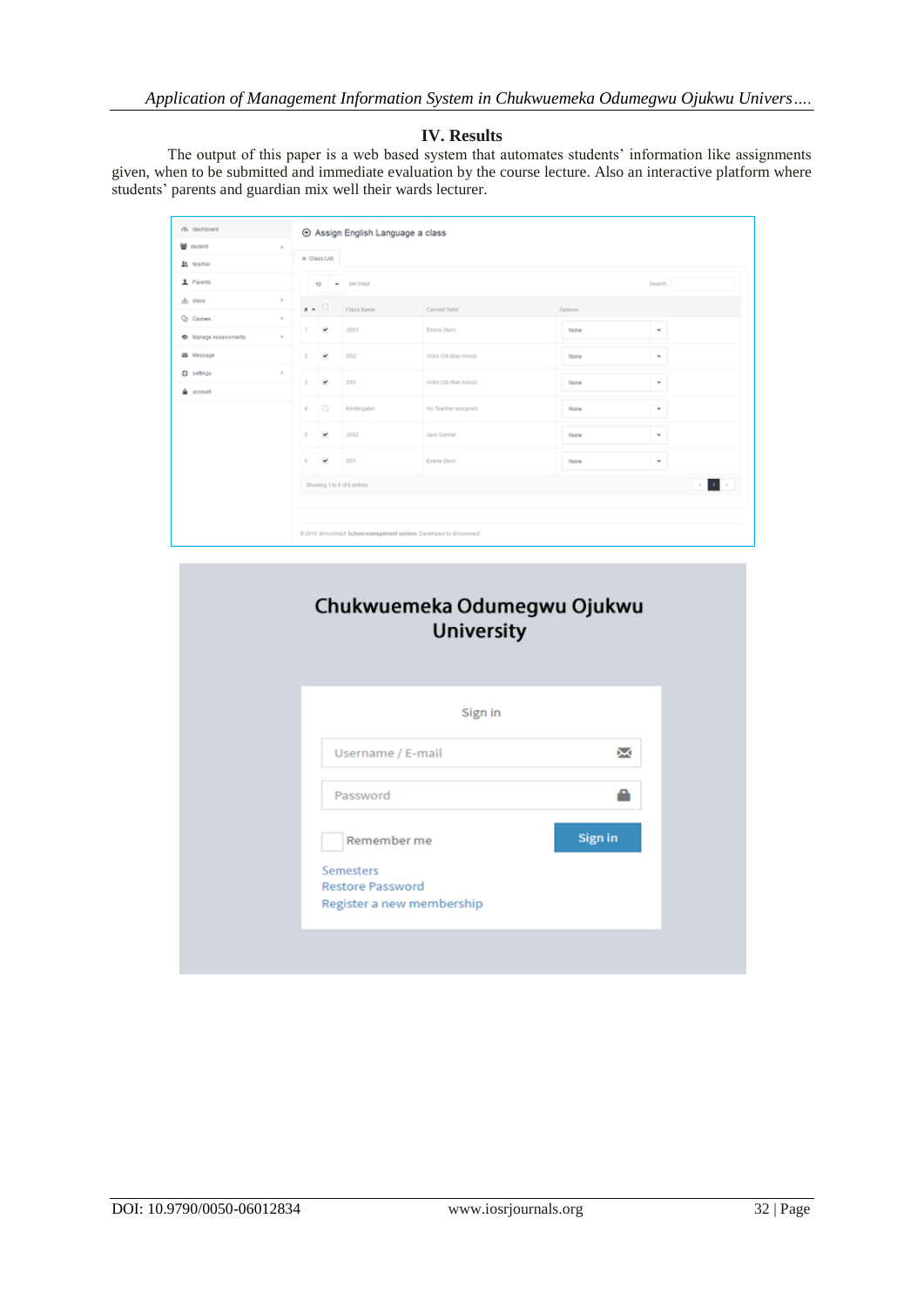## IV. Results

The output of this paper is a web based system that automates students' information like assignments given, when to be submitted and immediate evaluation by the course lecture. Also an interactive platform where students' parents and guardian mix well their wards lecturer.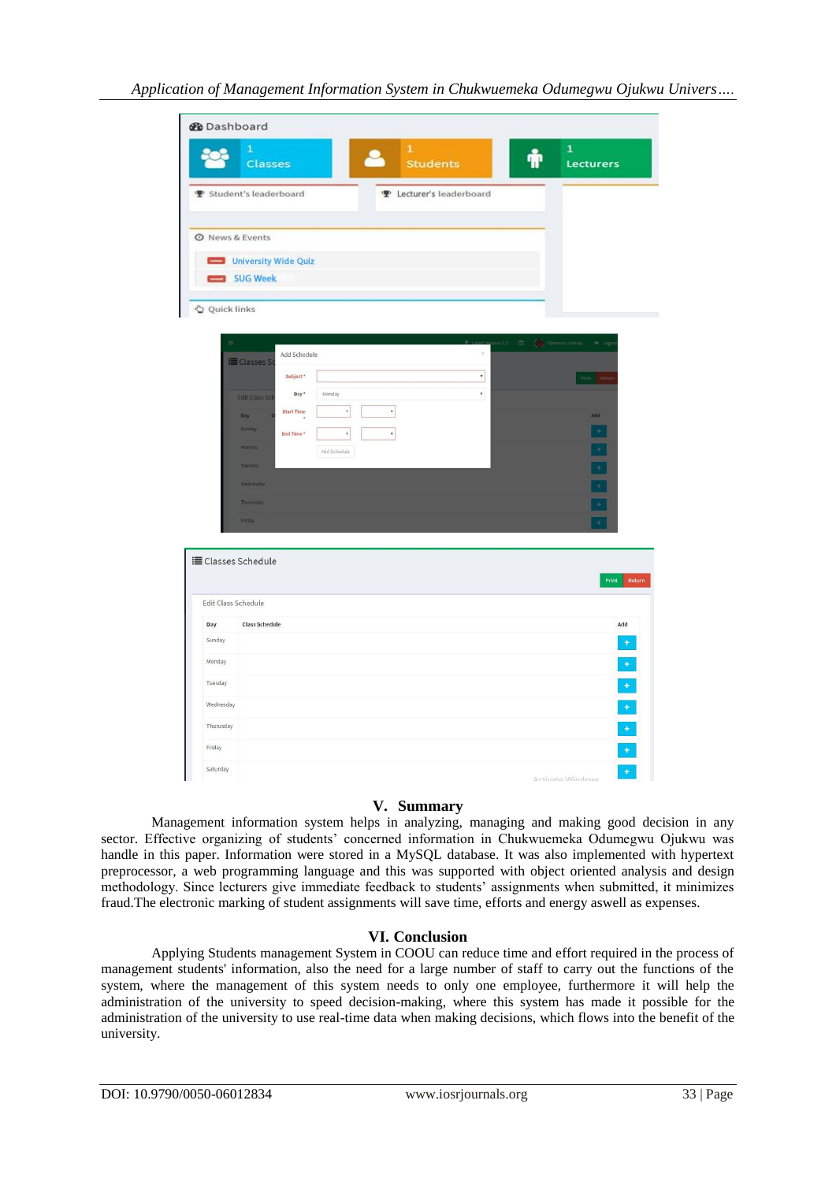## V. Summary

Management information system helps in analyzing, managing and making good decision in any sector. Effective organizing of students' concerned information in Chukwuemeka Odumegwu Ojukwu was handle in this paper. Information were stored in a MySQL database. It was also implemented with hypertext preprocessor, a web programming language and this was supported with object oriented analysis and design methodology. Since lecturers give immediate feedback to students' assignments when submitted, it minimizes fraud.The electronic marking of student assignments will save time, efforts and energy aswell as expenses.

## VI. Conclusion

Applying Students management System in COOU can reduce time and effort required in the process of management students' information, also the need for a large number of staff to carry out the functions of the system, where the management of this system needs to only one employee, furthermore it will help the administration of the university to speed decision-making, where this system has made it possible for the administration of the university to use real-time data when making decisions, which flows into the benefit of the university.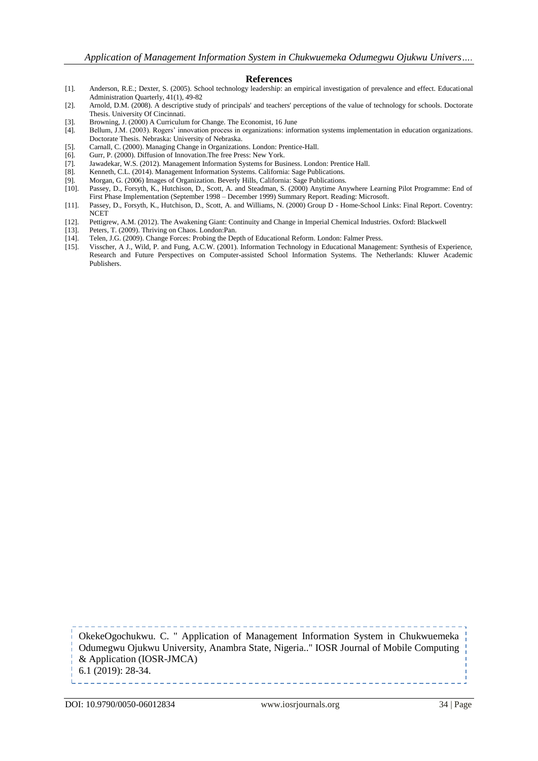## References

[1]. Anderson, R.E.; Dexter, S. (2005). School technology leadership: an empirical investigation of prevalence and effect. Educational Administration Quarterly, 41(1), 49-82

[2]. Arnold, D.M. (2008). A descriptive study of principals' and teachers' perceptions of the value of technology for schools. Doctorate Thesis. University Of Cincinnati.

[3]. Browning, J. (2000) A Curriculum for Change. The Economist, 16 June

[4]. Bellum, J.M. (2003). Rogers' innovation process in organizations: information systems implementation in education organizations. Doctorate Thesis. Nebraska: University of Nebraska.

[5]. Carnall, C. (2000). Managing Change in Organizations. London: Prentice-Hall.

[6]. Gurr, P. (2000). Diffusion of Innovation.The free Press: New York.

[7]. Jawadekar, W.S. (2012). Management Information Systems for Business. London: Prentice Hall.

[8]. Kenneth, C.L. (2014). Management Information Systems. California: Sage Publications.

[9]. Morgan, G. (2006) Images of Organization. Beverly Hills, California: Sage Publications.

[10]. Passey, D., Forsyth, K., Hutchison, D., Scott, A. and Steadman, S. (2000) Anytime Anywhere Learning Pilot Programme: End of First Phase Implementation (September 1998 – December 1999) Summary Report. Reading: Microsoft.

[11]. Passey, D., Forsyth, K., Hutchison, D., Scott, A. and Williams, N. (2000) Group D - Home-School Links: Final Report. Coventry: NCET

[12]. Pettigrew, A.M. (2012). The Awakening Giant: Continuity and Change in Imperial Chemical Industries. Oxford: Blackwell

[13]. Peters, T. (2009). Thriving on Chaos. London:Pan.

[14]. Telen, J.G. (2009). Change Forces: Probing the Depth of Educational Reform. London: Falmer Press.

[15]. Visscher, A J., Wild, P. and Fung, A.C.W. (2001). Information Technology in Educational Management: Synthesis of Experience, Research and Future Perspectives on Computer-assisted School Information Systems. The Netherlands: Kluwer Academic Publishers.

OkekeOgochukwu. C. " Application of Management Information System in Chukwuemeka Odumegwu Ojukwu University, Anambra State, Nigeria.." IOSR Journal of Mobile Computing & Application (IOSR-JMCA) 6.1 (2019): 28-34.